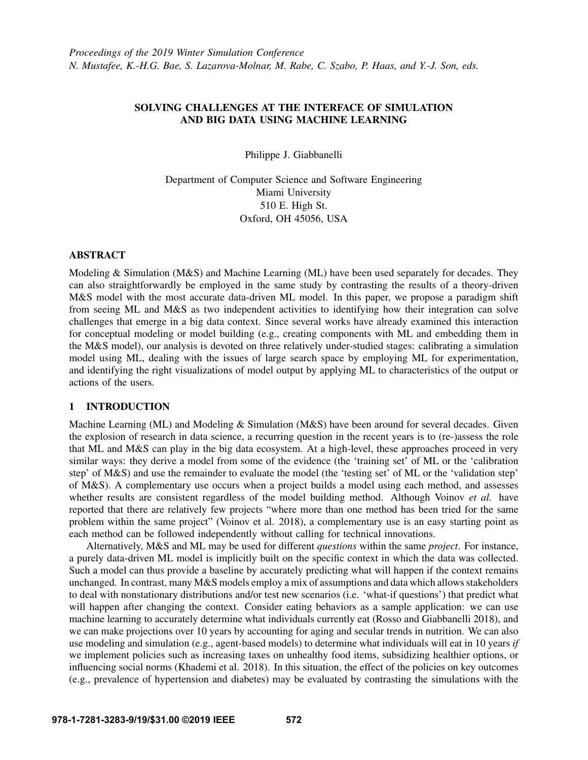*Proceedings of the 2019 Winter Simulation Conference*
*N. Mustafee, K.-H.G. Bae, S. Lazarova-Molnar, M. Rabe, C. Szabo, P. Haas, and Y.-J. Son, eds.*

# SOLVING CHALLENGES AT THE INTERFACE OF SIMULATION AND BIG DATA USING MACHINE LEARNING

Philippe J. Giabbanelli

Department of Computer Science and Software Engineering
Miami University
510 E. High St.
Oxford, OH 45056, USA

## ABSTRACT

Modeling & Simulation (M&S) and Machine Learning (ML) have been used separately for decades. They can also straightforwardly be employed in the same study by contrasting the results of a theory-driven M&S model with the most accurate data-driven ML model. In this paper, we propose a paradigm shift from seeing ML and M&S as two independent activities to identifying how their integration can solve challenges that emerge in a big data context. Since several works have already examined this interaction for conceptual modeling or model building (e.g., creating components with ML and embedding them in the M&S model), our analysis is devoted on three relatively under-studied stages: calibrating a simulation model using ML, dealing with the issues of large search space by employing ML for experimentation, and identifying the right visualizations of model output by applying ML to characteristics of the output or actions of the users.

## 1 INTRODUCTION

Machine Learning (ML) and Modeling & Simulation (M&S) have been around for several decades. Given the explosion of research in data science, a recurring question in the recent years is to (re-)assess the role that ML and M&S can play in the big data ecosystem. At a high-level, these approaches proceed in very similar ways: they derive a model from some of the evidence (the 'training set' of ML or the 'calibration step' of M&S) and use the remainder to evaluate the model (the 'testing set' of ML or the 'validation step' of M&S). A complementary use occurs when a project builds a model using each method, and assesses whether results are consistent regardless of the model building method. Although Voinov *et al.* have reported that there are relatively few projects "where more than one method has been tried for the same problem within the same project" (Voinov et al. 2018), a complementary use is an easy starting point as each method can be followed independently without calling for technical innovations.

Alternatively, M&S and ML may be used for different *questions* within the same *project*. For instance, a purely data-driven ML model is implicitly built on the specific context in which the data was collected. Such a model can thus provide a baseline by accurately predicting what will happen if the context remains unchanged. In contrast, many M&S models employ a mix of assumptions and data which allows stakeholders to deal with nonstationary distributions and/or test new scenarios (i.e. 'what-if questions') that predict what will happen after changing the context. Consider eating behaviors as a sample application: we can use machine learning to accurately determine what individuals currently eat (Rosso and Giabbanelli 2018), and we can make projections over 10 years by accounting for aging and secular trends in nutrition. We can also use modeling and simulation (e.g., agent-based models) to determine what individuals will eat in 10 years *if* we implement policies such as increasing taxes on unhealthy food items, subsidizing healthier options, or influencing social norms (Khademi et al. 2018). In this situation, the effect of the policies on key outcomes (e.g., prevalence of hypertension and diabetes) may be evaluated by contrasting the simulations with the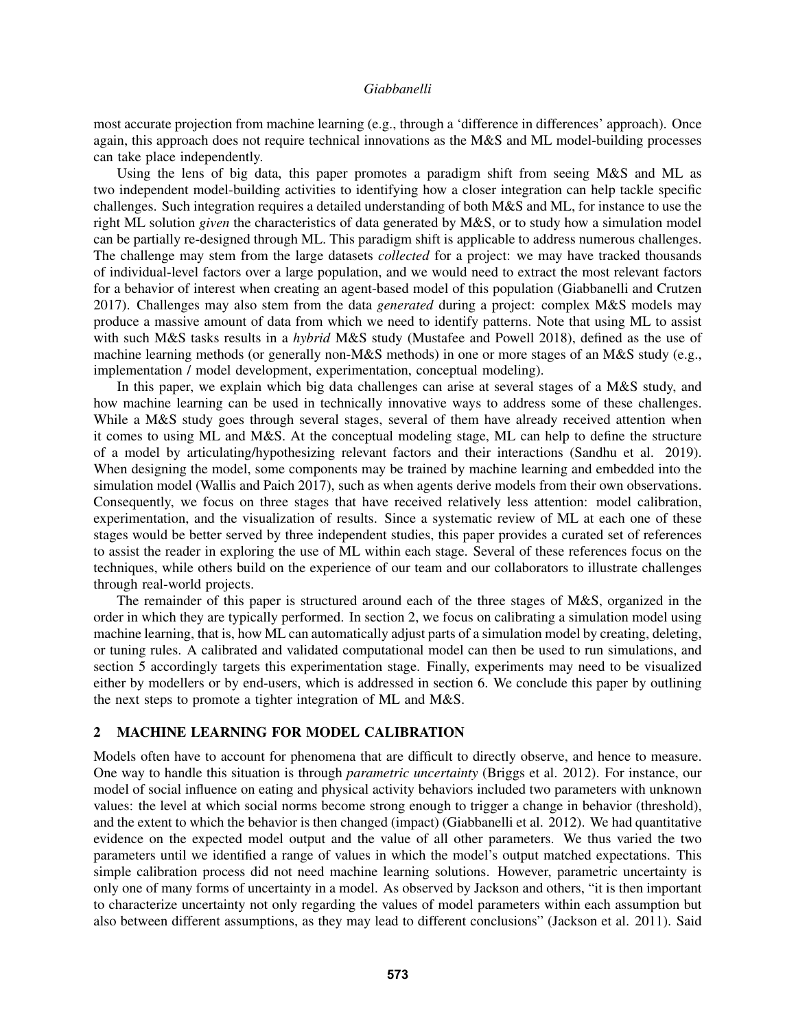most accurate projection from machine learning (e.g., through a 'difference in differences' approach). Once again, this approach does not require technical innovations as the M&S and ML model-building processes can take place independently.

Using the lens of big data, this paper promotes a paradigm shift from seeing M&S and ML as two independent model-building activities to identifying how a closer integration can help tackle specific challenges. Such integration requires a detailed understanding of both M&S and ML, for instance to use the right ML solution *given* the characteristics of data generated by M&S, or to study how a simulation model can be partially re-designed through ML. This paradigm shift is applicable to address numerous challenges. The challenge may stem from the large datasets *collected* for a project: we may have tracked thousands of individual-level factors over a large population, and we would need to extract the most relevant factors for a behavior of interest when creating an agent-based model of this population (Giabbanelli and Crutzen 2017). Challenges may also stem from the data *generated* during a project: complex M&S models may produce a massive amount of data from which we need to identify patterns. Note that using ML to assist with such M&S tasks results in a *hybrid* M&S study (Mustafee and Powell 2018), defined as the use of machine learning methods (or generally non-M&S methods) in one or more stages of an M&S study (e.g., implementation / model development, experimentation, conceptual modeling).

In this paper, we explain which big data challenges can arise at several stages of a M&S study, and how machine learning can be used in technically innovative ways to address some of these challenges. While a M&S study goes through several stages, several of them have already received attention when it comes to using ML and M&S. At the conceptual modeling stage, ML can help to define the structure of a model by articulating/hypothesizing relevant factors and their interactions (Sandhu et al. 2019). When designing the model, some components may be trained by machine learning and embedded into the simulation model (Wallis and Paich 2017), such as when agents derive models from their own observations. Consequently, we focus on three stages that have received relatively less attention: model calibration, experimentation, and the visualization of results. Since a systematic review of ML at each one of these stages would be better served by three independent studies, this paper provides a curated set of references to assist the reader in exploring the use of ML within each stage. Several of these references focus on the techniques, while others build on the experience of our team and our collaborators to illustrate challenges through real-world projects.

The remainder of this paper is structured around each of the three stages of M&S, organized in the order in which they are typically performed. In section 2, we focus on calibrating a simulation model using machine learning, that is, how ML can automatically adjust parts of a simulation model by creating, deleting, or tuning rules. A calibrated and validated computational model can then be used to run simulations, and section 5 accordingly targets this experimentation stage. Finally, experiments may need to be visualized either by modellers or by end-users, which is addressed in section 6. We conclude this paper by outlining the next steps to promote a tighter integration of ML and M&S.

## 2 MACHINE LEARNING FOR MODEL CALIBRATION

Models often have to account for phenomena that are difficult to directly observe, and hence to measure. One way to handle this situation is through *parametric uncertainty* (Briggs et al. 2012). For instance, our model of social influence on eating and physical activity behaviors included two parameters with unknown values: the level at which social norms become strong enough to trigger a change in behavior (threshold), and the extent to which the behavior is then changed (impact) (Giabbanelli et al. 2012). We had quantitative evidence on the expected model output and the value of all other parameters. We thus varied the two parameters until we identified a range of values in which the model's output matched expectations. This simple calibration process did not need machine learning solutions. However, parametric uncertainty is only one of many forms of uncertainty in a model. As observed by Jackson and others, "it is then important to characterize uncertainty not only regarding the values of model parameters within each assumption but also between different assumptions, as they may lead to different conclusions" (Jackson et al. 2011). Said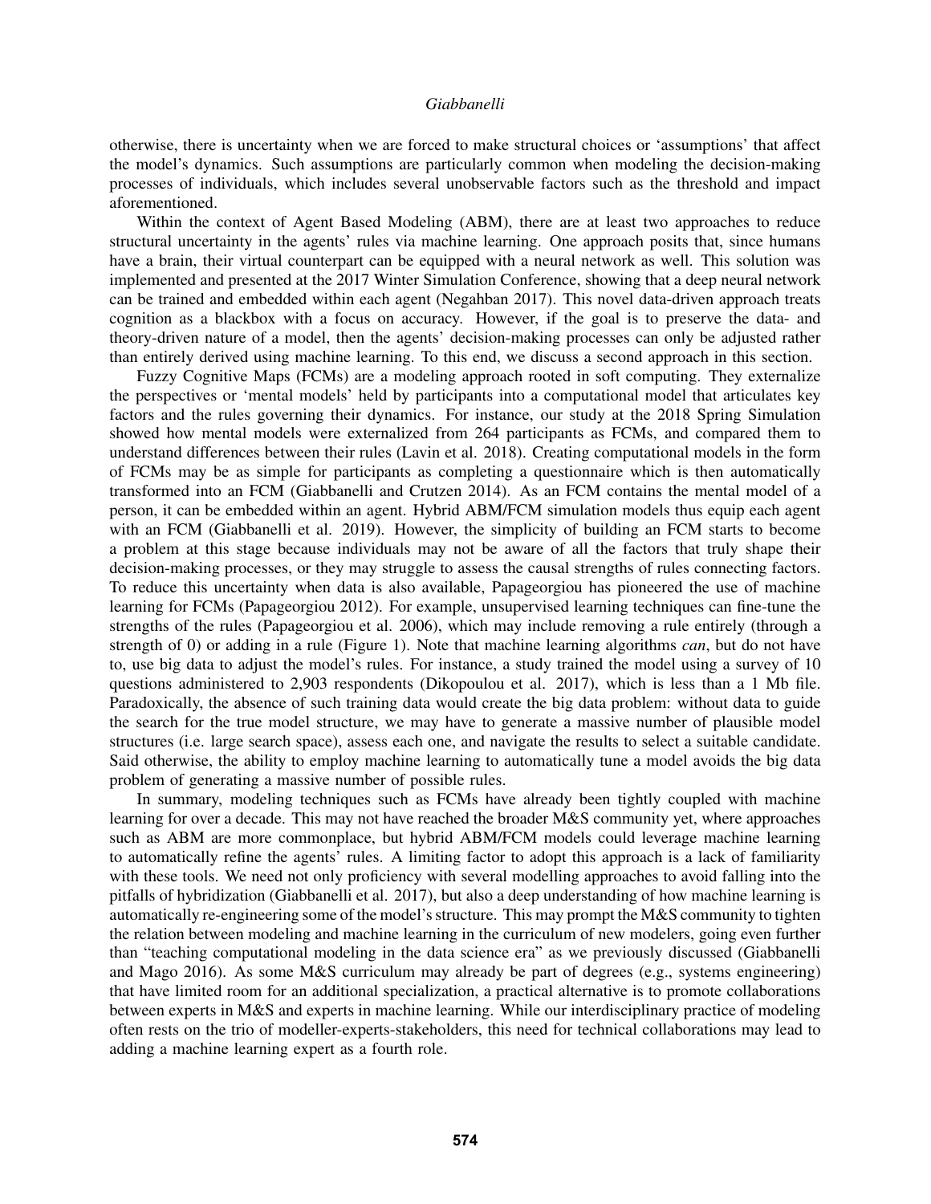otherwise, there is uncertainty when we are forced to make structural choices or 'assumptions' that affect the model's dynamics. Such assumptions are particularly common when modeling the decision-making processes of individuals, which includes several unobservable factors such as the threshold and impact aforementioned.

Within the context of Agent Based Modeling (ABM), there are at least two approaches to reduce structural uncertainty in the agents' rules via machine learning. One approach posits that, since humans have a brain, their virtual counterpart can be equipped with a neural network as well. This solution was implemented and presented at the 2017 Winter Simulation Conference, showing that a deep neural network can be trained and embedded within each agent (Negahban 2017). This novel data-driven approach treats cognition as a blackbox with a focus on accuracy. However, if the goal is to preserve the data- and theory-driven nature of a model, then the agents' decision-making processes can only be adjusted rather than entirely derived using machine learning. To this end, we discuss a second approach in this section.

Fuzzy Cognitive Maps (FCMs) are a modeling approach rooted in soft computing. They externalize the perspectives or 'mental models' held by participants into a computational model that articulates key factors and the rules governing their dynamics. For instance, our study at the 2018 Spring Simulation showed how mental models were externalized from 264 participants as FCMs, and compared them to understand differences between their rules (Lavin et al. 2018). Creating computational models in the form of FCMs may be as simple for participants as completing a questionnaire which is then automatically transformed into an FCM (Giabbanelli and Crutzen 2014). As an FCM contains the mental model of a person, it can be embedded within an agent. Hybrid ABM/FCM simulation models thus equip each agent with an FCM (Giabbanelli et al. 2019). However, the simplicity of building an FCM starts to become a problem at this stage because individuals may not be aware of all the factors that truly shape their decision-making processes, or they may struggle to assess the causal strengths of rules connecting factors. To reduce this uncertainty when data is also available, Papageorgiou has pioneered the use of machine learning for FCMs (Papageorgiou 2012). For example, unsupervised learning techniques can fine-tune the strengths of the rules (Papageorgiou et al. 2006), which may include removing a rule entirely (through a strength of 0) or adding in a rule (Figure 1). Note that machine learning algorithms *can*, but do not have to, use big data to adjust the model's rules. For instance, a study trained the model using a survey of 10 questions administered to 2,903 respondents (Dikopoulou et al. 2017), which is less than a 1 Mb file. Paradoxically, the absence of such training data would create the big data problem: without data to guide the search for the true model structure, we may have to generate a massive number of plausible model structures (i.e. large search space), assess each one, and navigate the results to select a suitable candidate. Said otherwise, the ability to employ machine learning to automatically tune a model avoids the big data problem of generating a massive number of possible rules.

In summary, modeling techniques such as FCMs have already been tightly coupled with machine learning for over a decade. This may not have reached the broader M&S community yet, where approaches such as ABM are more commonplace, but hybrid ABM/FCM models could leverage machine learning to automatically refine the agents' rules. A limiting factor to adopt this approach is a lack of familiarity with these tools. We need not only proficiency with several modelling approaches to avoid falling into the pitfalls of hybridization (Giabbanelli et al. 2017), but also a deep understanding of how machine learning is automatically re-engineering some of the model's structure. This may prompt the M&S community to tighten the relation between modeling and machine learning in the curriculum of new modelers, going even further than "teaching computational modeling in the data science era" as we previously discussed (Giabbanelli and Mago 2016). As some M&S curriculum may already be part of degrees (e.g., systems engineering) that have limited room for an additional specialization, a practical alternative is to promote collaborations between experts in M&S and experts in machine learning. While our interdisciplinary practice of modeling often rests on the trio of modeller-experts-stakeholders, this need for technical collaborations may lead to adding a machine learning expert as a fourth role.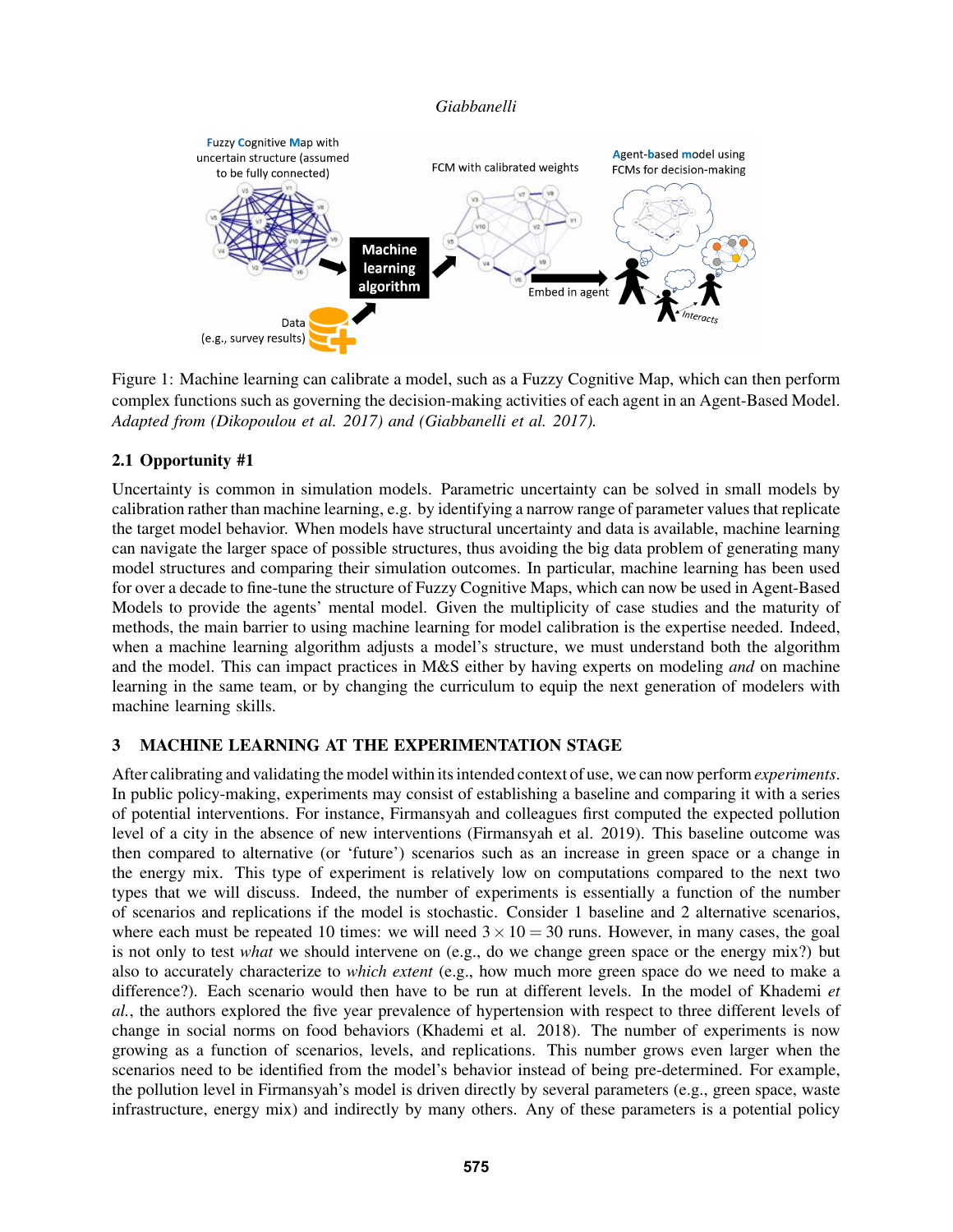Fuzzy Cognitive Map with uncertain structure (assumed to be fully connected)

FCM with calibrated weights

Agent-based model using FCMs for decision-making

Machine learning algorithm

Embed in agent

Interacts

Data (e.g., survey results)

Figure 1: Machine learning can calibrate a model, such as a Fuzzy Cognitive Map, which can then perform complex functions such as governing the decision-making activities of each agent in an Agent-Based Model. *Adapted from (Dikopoulou et al. 2017) and (Giabbanelli et al. 2017).*

### 2.1 Opportunity #1

Uncertainty is common in simulation models. Parametric uncertainty can be solved in small models by calibration rather than machine learning, e.g. by identifying a narrow range of parameter values that replicate the target model behavior. When models have structural uncertainty and data is available, machine learning can navigate the larger space of possible structures, thus avoiding the big data problem of generating many model structures and comparing their simulation outcomes. In particular, machine learning has been used for over a decade to fine-tune the structure of Fuzzy Cognitive Maps, which can now be used in Agent-Based Models to provide the agents' mental model. Given the multiplicity of case studies and the maturity of methods, the main barrier to using machine learning for model calibration is the expertise needed. Indeed, when a machine learning algorithm adjusts a model's structure, we must understand both the algorithm and the model. This can impact practices in M&S either by having experts on modeling *and* on machine learning in the same team, or by changing the curriculum to equip the next generation of modelers with machine learning skills.

## 3 MACHINE LEARNING AT THE EXPERIMENTATION STAGE

After calibrating and validating the model within its intended context of use, we can now perform *experiments*. In public policy-making, experiments may consist of establishing a baseline and comparing it with a series of potential interventions. For instance, Firmansyah and colleagues first computed the expected pollution level of a city in the absence of new interventions (Firmansyah et al. 2019). This baseline outcome was then compared to alternative (or 'future') scenarios such as an increase in green space or a change in the energy mix. This type of experiment is relatively low on computations compared to the next two types that we will discuss. Indeed, the number of experiments is essentially a function of the number of scenarios and replications if the model is stochastic. Consider 1 baseline and 2 alternative scenarios, where each must be repeated 10 times: we will need $3 \times 10 = 30$ runs. However, in many cases, the goal is not only to test *what* we should intervene on (e.g., do we change green space or the energy mix?) but also to accurately characterize to *which extent* (e.g., how much more green space do we need to make a difference?). Each scenario would then have to be run at different levels. In the model of Khademi *et al.*, the authors explored the five year prevalence of hypertension with respect to three different levels of change in social norms on food behaviors (Khademi et al. 2018). The number of experiments is now growing as a function of scenarios, levels, and replications. This number grows even larger when the scenarios need to be identified from the model's behavior instead of being pre-determined. For example, the pollution level in Firmansyah's model is driven directly by several parameters (e.g., green space, waste infrastructure, energy mix) and indirectly by many others. Any of these parameters is a potential policy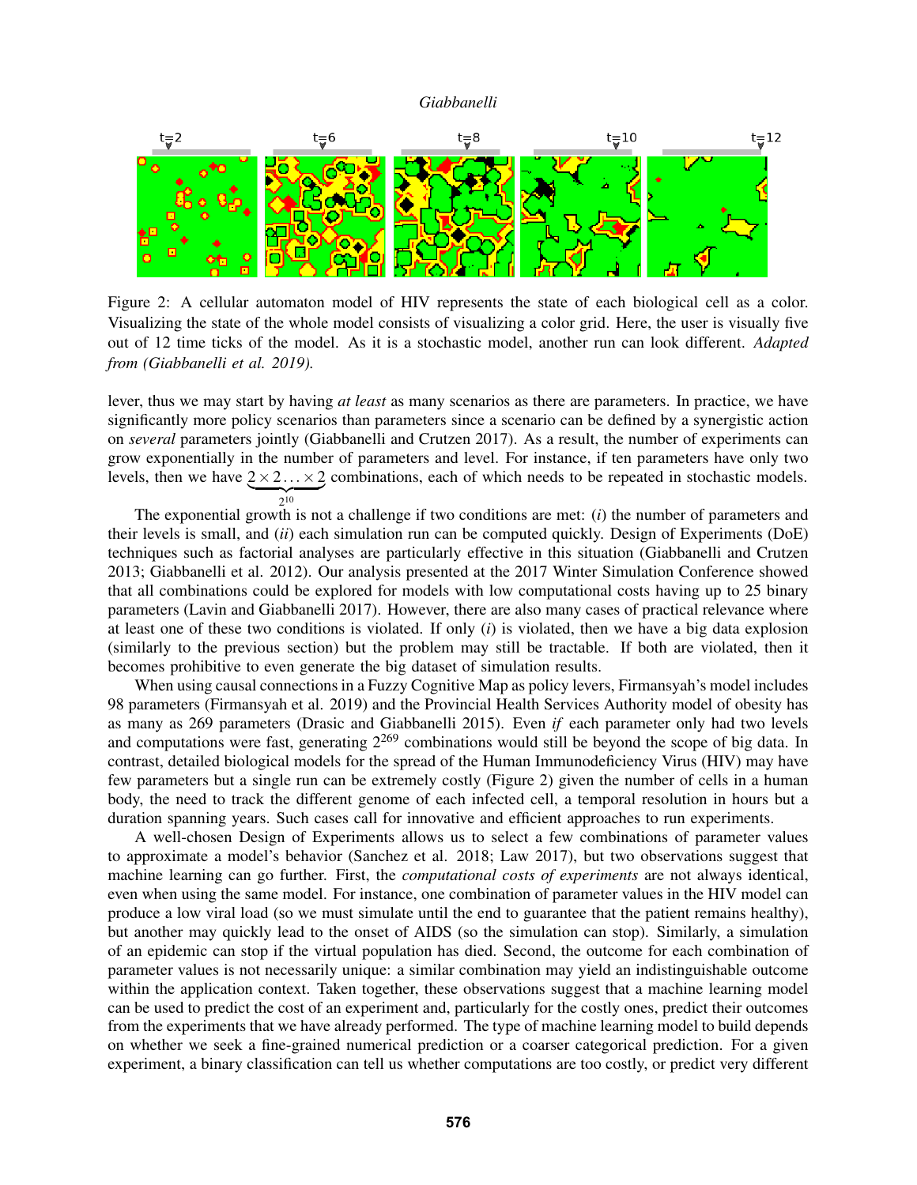t=2

t=6

t=8

t=10

t=12

Figure 2: A cellular automaton model of HIV represents the state of each biological cell as a color. Visualizing the state of the whole model consists of visualizing a color grid. Here, the user is visually five out of 12 time ticks of the model. As it is a stochastic model, another run can look different. *Adapted from (Giabbanelli et al. 2019).*

lever, thus we may start by having *at least* as many scenarios as there are parameters. In practice, we have significantly more policy scenarios than parameters since a scenario can be defined by a synergistic action on *several* parameters jointly (Giabbanelli and Crutzen 2017). As a result, the number of experiments can grow exponentially in the number of parameters and level. For instance, if ten parameters have only two levels, then we have $\underbrace{2 \times 2 \ldots \times 2}_{2^{10}}$ combinations, each of which needs to be repeated in stochastic models.

The exponential growth is not a challenge if two conditions are met: (*i*) the number of parameters and their levels is small, and (*ii*) each simulation run can be computed quickly. Design of Experiments (DoE) techniques such as factorial analyses are particularly effective in this situation (Giabbanelli and Crutzen 2013; Giabbanelli et al. 2012). Our analysis presented at the 2017 Winter Simulation Conference showed that all combinations could be explored for models with low computational costs having up to 25 binary parameters (Lavin and Giabbanelli 2017). However, there are also many cases of practical relevance where at least one of these two conditions is violated. If only (*i*) is violated, then we have a big data explosion (similarly to the previous section) but the problem may still be tractable. If both are violated, then it becomes prohibitive to even generate the big dataset of simulation results.

When using causal connections in a Fuzzy Cognitive Map as policy levers, Firmansyah's model includes 98 parameters (Firmansyah et al. 2019) and the Provincial Health Services Authority model of obesity has as many as 269 parameters (Drasic and Giabbanelli 2015). Even *if* each parameter only had two levels and computations were fast, generating $2^{269}$ combinations would still be beyond the scope of big data. In contrast, detailed biological models for the spread of the Human Immunodeficiency Virus (HIV) may have few parameters but a single run can be extremely costly (Figure 2) given the number of cells in a human body, the need to track the different genome of each infected cell, a temporal resolution in hours but a duration spanning years. Such cases call for innovative and efficient approaches to run experiments.

A well-chosen Design of Experiments allows us to select a few combinations of parameter values to approximate a model's behavior (Sanchez et al. 2018; Law 2017), but two observations suggest that machine learning can go further. First, the *computational costs of experiments* are not always identical, even when using the same model. For instance, one combination of parameter values in the HIV model can produce a low viral load (so we must simulate until the end to guarantee that the patient remains healthy), but another may quickly lead to the onset of AIDS (so the simulation can stop). Similarly, a simulation of an epidemic can stop if the virtual population has died. Second, the outcome for each combination of parameter values is not necessarily unique: a similar combination may yield an indistinguishable outcome within the application context. Taken together, these observations suggest that a machine learning model can be used to predict the cost of an experiment and, particularly for the costly ones, predict their outcomes from the experiments that we have already performed. The type of machine learning model to build depends on whether we seek a fine-grained numerical prediction or a coarser categorical prediction. For a given experiment, a binary classification can tell us whether computations are too costly, or predict very different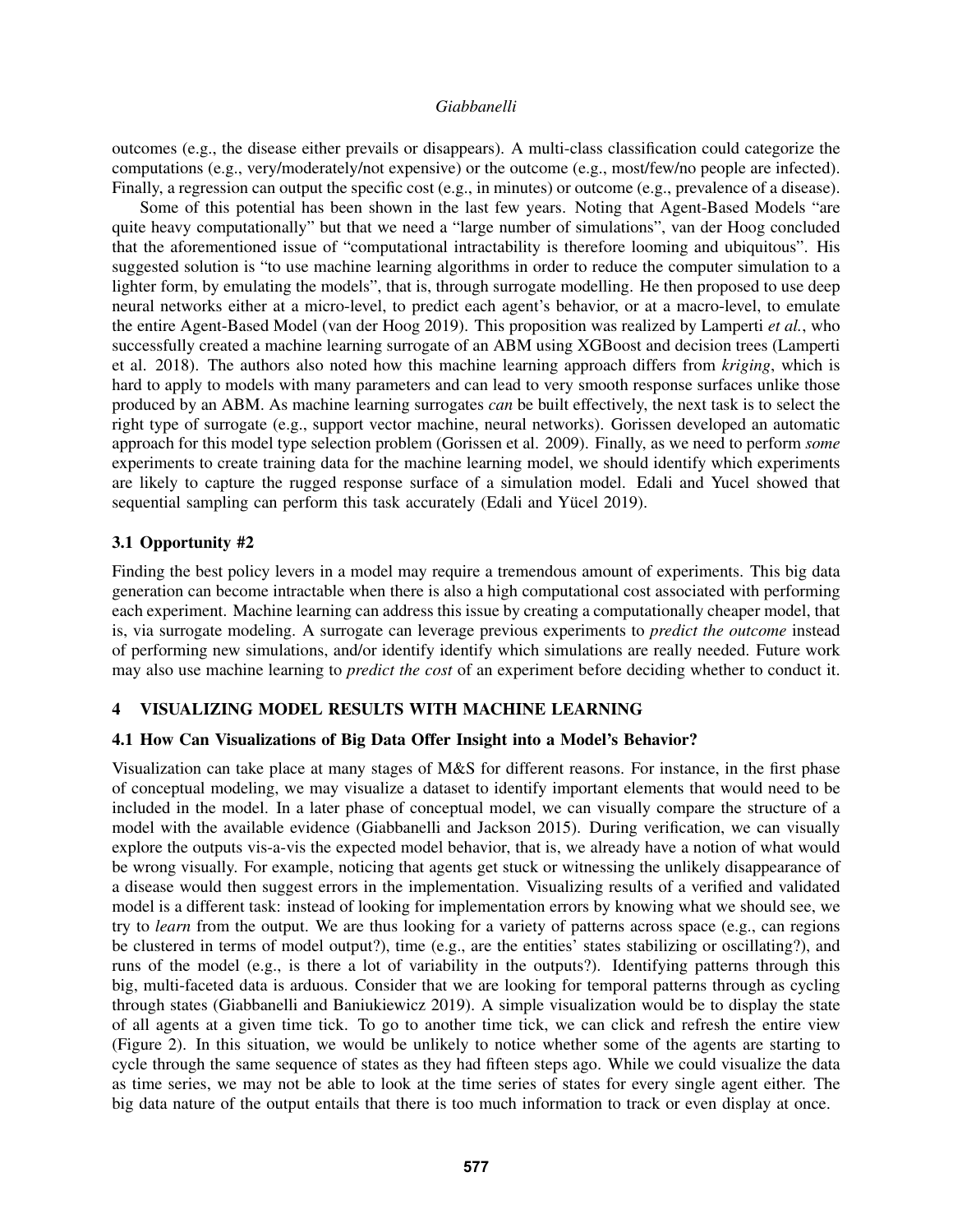outcomes (e.g., the disease either prevails or disappears). A multi-class classification could categorize the computations (e.g., very/moderately/not expensive) or the outcome (e.g., most/few/no people are infected). Finally, a regression can output the specific cost (e.g., in minutes) or outcome (e.g., prevalence of a disease).

Some of this potential has been shown in the last few years. Noting that Agent-Based Models "are quite heavy computationally" but that we need a "large number of simulations", van der Hoog concluded that the aforementioned issue of "computational intractability is therefore looming and ubiquitous". His suggested solution is "to use machine learning algorithms in order to reduce the computer simulation to a lighter form, by emulating the models", that is, through surrogate modelling. He then proposed to use deep neural networks either at a micro-level, to predict each agent's behavior, or at a macro-level, to emulate the entire Agent-Based Model (van der Hoog 2019). This proposition was realized by Lamperti *et al.*, who successfully created a machine learning surrogate of an ABM using XGBoost and decision trees (Lamperti et al. 2018). The authors also noted how this machine learning approach differs from *kriging*, which is hard to apply to models with many parameters and can lead to very smooth response surfaces unlike those produced by an ABM. As machine learning surrogates *can* be built effectively, the next task is to select the right type of surrogate (e.g., support vector machine, neural networks). Gorissen developed an automatic approach for this model type selection problem (Gorissen et al. 2009). Finally, as we need to perform *some* experiments to create training data for the machine learning model, we should identify which experiments are likely to capture the rugged response surface of a simulation model. Edali and Yucel showed that sequential sampling can perform this task accurately (Edali and Yücel 2019).

### 3.1 Opportunity #2

Finding the best policy levers in a model may require a tremendous amount of experiments. This big data generation can become intractable when there is also a high computational cost associated with performing each experiment. Machine learning can address this issue by creating a computationally cheaper model, that is, via surrogate modeling. A surrogate can leverage previous experiments to *predict the outcome* instead of performing new simulations, and/or identify identify which simulations are really needed. Future work may also use machine learning to *predict the cost* of an experiment before deciding whether to conduct it.

## 4 VISUALIZING MODEL RESULTS WITH MACHINE LEARNING

### 4.1 How Can Visualizations of Big Data Offer Insight into a Model's Behavior?

Visualization can take place at many stages of M&S for different reasons. For instance, in the first phase of conceptual modeling, we may visualize a dataset to identify important elements that would need to be included in the model. In a later phase of conceptual model, we can visually compare the structure of a model with the available evidence (Giabbanelli and Jackson 2015). During verification, we can visually explore the outputs vis-a-vis the expected model behavior, that is, we already have a notion of what would be wrong visually. For example, noticing that agents get stuck or witnessing the unlikely disappearance of a disease would then suggest errors in the implementation. Visualizing results of a verified and validated model is a different task: instead of looking for implementation errors by knowing what we should see, we try to *learn* from the output. We are thus looking for a variety of patterns across space (e.g., can regions be clustered in terms of model output?), time (e.g., are the entities' states stabilizing or oscillating?), and runs of the model (e.g., is there a lot of variability in the outputs?). Identifying patterns through this big, multi-faceted data is arduous. Consider that we are looking for temporal patterns through as cycling through states (Giabbanelli and Baniukiewicz 2019). A simple visualization would be to display the state of all agents at a given time tick. To go to another time tick, we can click and refresh the entire view (Figure 2). In this situation, we would be unlikely to notice whether some of the agents are starting to cycle through the same sequence of states as they had fifteen steps ago. While we could visualize the data as time series, we may not be able to look at the time series of states for every single agent either. The big data nature of the output entails that there is too much information to track or even display at once.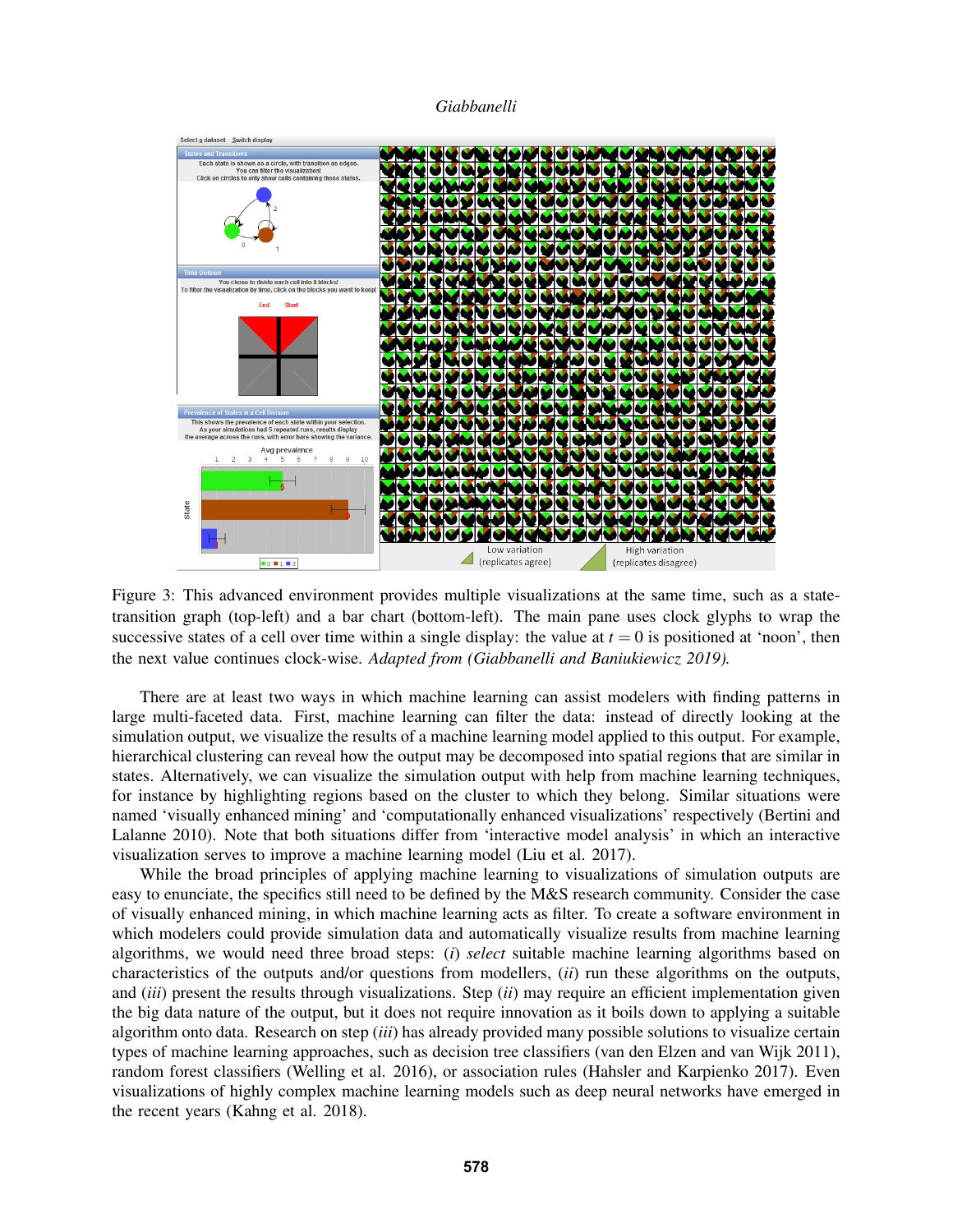Select a dataset Switch display

States and Transitions

Each state is shown as a circle, with transition as edges.
You can filter the visualization!
Click on circles to only show cells containing these states.

2

0

1

Time Division

You chose to divide each cell into 8 blocks!
To filter the visualization by time, click on the blocks you want to keep!

End Start

Prevalence of States in a Cell Division

This shows the prevalence of each state within your selection.
As your simulations had 5 repeated runs, results display the average across the runs, with error bars showing the variance.

Avg prevalence

1 2 3 4 5 6 7 8 9 10

State

0 1 2

Low variation (replicates agree)

High variation (replicates disagree)

Figure 3: This advanced environment provides multiple visualizations at the same time, such as a state-transition graph (top-left) and a bar chart (bottom-left). The main pane uses clock glyphs to wrap the successive states of a cell over time within a single display: the value at $t = 0$ is positioned at 'noon', then the next value continues clock-wise. *Adapted from (Giabbanelli and Baniukiewicz 2019).*

There are at least two ways in which machine learning can assist modelers with finding patterns in large multi-faceted data. First, machine learning can filter the data: instead of directly looking at the simulation output, we visualize the results of a machine learning model applied to this output. For example, hierarchical clustering can reveal how the output may be decomposed into spatial regions that are similar in states. Alternatively, we can visualize the simulation output with help from machine learning techniques, for instance by highlighting regions based on the cluster to which they belong. Similar situations were named 'visually enhanced mining' and 'computationally enhanced visualizations' respectively (Bertini and Lalanne 2010). Note that both situations differ from 'interactive model analysis' in which an interactive visualization serves to improve a machine learning model (Liu et al. 2017).

While the broad principles of applying machine learning to visualizations of simulation outputs are easy to enunciate, the specifics still need to be defined by the M&S research community. Consider the case of visually enhanced mining, in which machine learning acts as filter. To create a software environment in which modelers could provide simulation data and automatically visualize results from machine learning algorithms, we would need three broad steps: (*i*) *select* suitable machine learning algorithms based on characteristics of the outputs and/or questions from modellers, (*ii*) run these algorithms on the outputs, and (*iii*) present the results through visualizations. Step (*ii*) may require an efficient implementation given the big data nature of the output, but it does not require innovation as it boils down to applying a suitable algorithm onto data. Research on step (*iii*) has already provided many possible solutions to visualize certain types of machine learning approaches, such as decision tree classifiers (van den Elzen and van Wijk 2011), random forest classifiers (Welling et al. 2016), or association rules (Hahsler and Karpienko 2017). Even visualizations of highly complex machine learning models such as deep neural networks have emerged in the recent years (Kahng et al. 2018).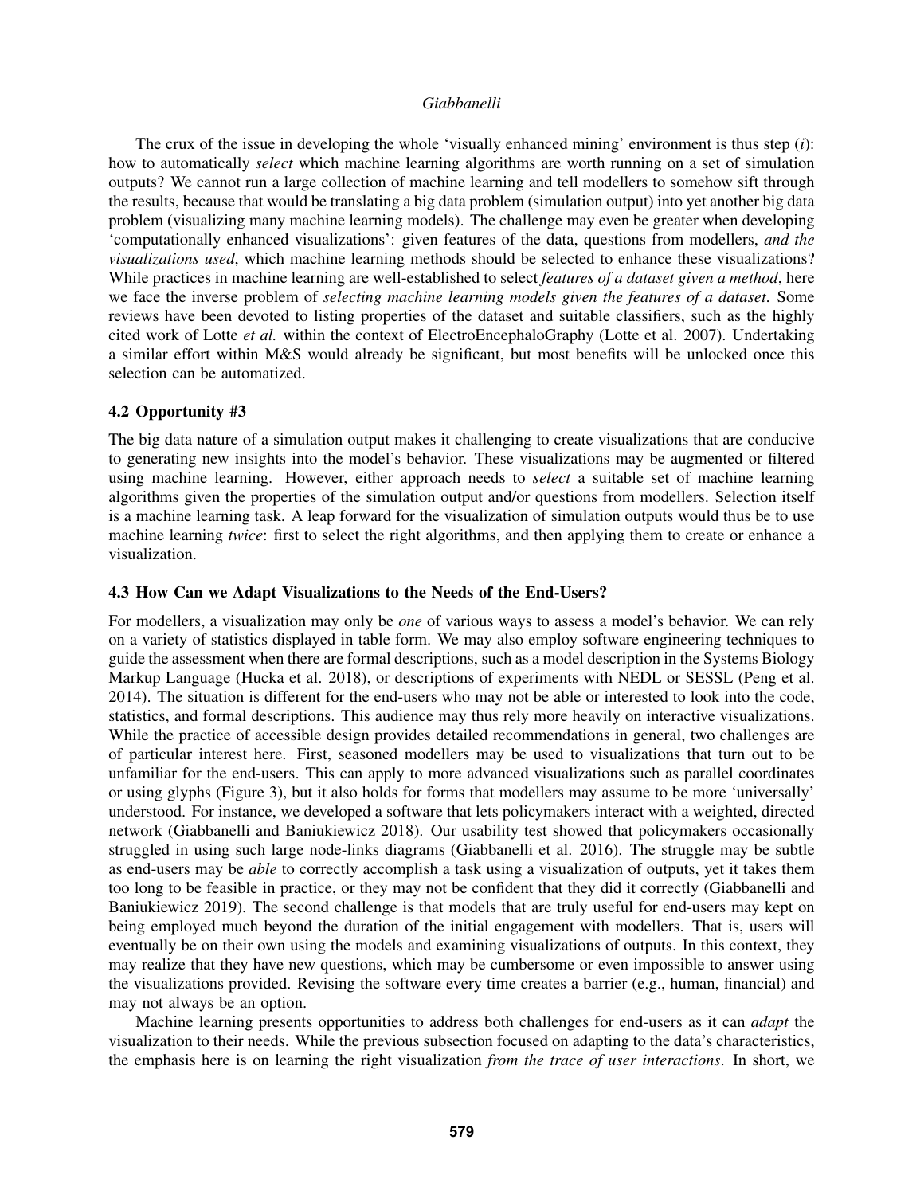The crux of the issue in developing the whole 'visually enhanced mining' environment is thus step (*i*): how to automatically *select* which machine learning algorithms are worth running on a set of simulation outputs? We cannot run a large collection of machine learning and tell modellers to somehow sift through the results, because that would be translating a big data problem (simulation output) into yet another big data problem (visualizing many machine learning models). The challenge may even be greater when developing 'computationally enhanced visualizations': given features of the data, questions from modellers, *and the visualizations used*, which machine learning methods should be selected to enhance these visualizations? While practices in machine learning are well-established to select *features of a dataset given a method*, here we face the inverse problem of *selecting machine learning models given the features of a dataset*. Some reviews have been devoted to listing properties of the dataset and suitable classifiers, such as the highly cited work of Lotte *et al.* within the context of ElectroEncephaloGraphy (Lotte et al. 2007). Undertaking a similar effort within M&S would already be significant, but most benefits will be unlocked once this selection can be automatized.

### 4.2 Opportunity #3

The big data nature of a simulation output makes it challenging to create visualizations that are conducive to generating new insights into the model's behavior. These visualizations may be augmented or filtered using machine learning. However, either approach needs to *select* a suitable set of machine learning algorithms given the properties of the simulation output and/or questions from modellers. Selection itself is a machine learning task. A leap forward for the visualization of simulation outputs would thus be to use machine learning *twice*: first to select the right algorithms, and then applying them to create or enhance a visualization.

### 4.3 How Can we Adapt Visualizations to the Needs of the End-Users?

For modellers, a visualization may only be *one* of various ways to assess a model's behavior. We can rely on a variety of statistics displayed in table form. We may also employ software engineering techniques to guide the assessment when there are formal descriptions, such as a model description in the Systems Biology Markup Language (Hucka et al. 2018), or descriptions of experiments with NEDL or SESSL (Peng et al. 2014). The situation is different for the end-users who may not be able or interested to look into the code, statistics, and formal descriptions. This audience may thus rely more heavily on interactive visualizations. While the practice of accessible design provides detailed recommendations in general, two challenges are of particular interest here. First, seasoned modellers may be used to visualizations that turn out to be unfamiliar for the end-users. This can apply to more advanced visualizations such as parallel coordinates or using glyphs (Figure 3), but it also holds for forms that modellers may assume to be more 'universally' understood. For instance, we developed a software that lets policymakers interact with a weighted, directed network (Giabbanelli and Baniukiewicz 2018). Our usability test showed that policymakers occasionally struggled in using such large node-links diagrams (Giabbanelli et al. 2016). The struggle may be subtle as end-users may be *able* to correctly accomplish a task using a visualization of outputs, yet it takes them too long to be feasible in practice, or they may not be confident that they did it correctly (Giabbanelli and Baniukiewicz 2019). The second challenge is that models that are truly useful for end-users may kept on being employed much beyond the duration of the initial engagement with modellers. That is, users will eventually be on their own using the models and examining visualizations of outputs. In this context, they may realize that they have new questions, which may be cumbersome or even impossible to answer using the visualizations provided. Revising the software every time creates a barrier (e.g., human, financial) and may not always be an option.

Machine learning presents opportunities to address both challenges for end-users as it can *adapt* the visualization to their needs. While the previous subsection focused on adapting to the data's characteristics, the emphasis here is on learning the right visualization *from the trace of user interactions*. In short, we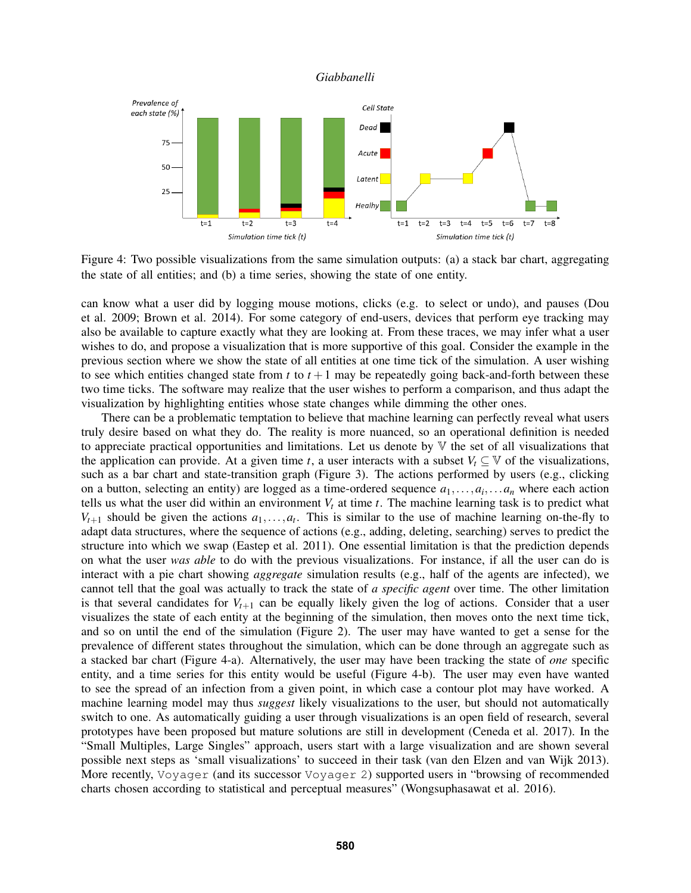Prevalence of each state (%)

75

50

25

t=1 t=2 t=3 t=4

Simulation time tick (t)

Cell State

Dead

Acute

Latent

Healhy

t=1 t=2 t=3 t=4 t=5 t=6 t=7 t=8

Simulation time tick (t)

Figure 4: Two possible visualizations from the same simulation outputs: (a) a stack bar chart, aggregating the state of all entities; and (b) a time series, showing the state of one entity.

can know what a user did by logging mouse motions, clicks (e.g. to select or undo), and pauses (Dou et al. 2009; Brown et al. 2014). For some category of end-users, devices that perform eye tracking may also be available to capture exactly what they are looking at. From these traces, we may infer what a user wishes to do, and propose a visualization that is more supportive of this goal. Consider the example in the previous section where we show the state of all entities at one time tick of the simulation. A user wishing to see which entities changed state from $t$ to $t+1$ may be repeatedly going back-and-forth between these two time ticks. The software may realize that the user wishes to perform a comparison, and thus adapt the visualization by highlighting entities whose state changes while dimming the other ones.

There can be a problematic temptation to believe that machine learning can perfectly reveal what users truly desire based on what they do. The reality is more nuanced, so an operational definition is needed to appreciate practical opportunities and limitations. Let us denote by $\mathbb{V}$ the set of all visualizations that the application can provide. At a given time $t$, a user interacts with a subset $V_t \subseteq \mathbb{V}$ of the visualizations, such as a bar chart and state-transition graph (Figure 3). The actions performed by users (e.g., clicking on a button, selecting an entity) are logged as a time-ordered sequence $a_1, \ldots, a_i, \ldots a_n$ where each action tells us what the user did within an environment $V_t$ at time $t$. The machine learning task is to predict what $V_{t+1}$ should be given the actions $a_1, \ldots, a_t$. This is similar to the use of machine learning on-the-fly to adapt data structures, where the sequence of actions (e.g., adding, deleting, searching) serves to predict the structure into which we swap (Eastep et al. 2011). One essential limitation is that the prediction depends on what the user *was able* to do with the previous visualizations. For instance, if all the user can do is interact with a pie chart showing *aggregate* simulation results (e.g., half of the agents are infected), we cannot tell that the goal was actually to track the state of *a specific agent* over time. The other limitation is that several candidates for $V_{t+1}$ can be equally likely given the log of actions. Consider that a user visualizes the state of each entity at the beginning of the simulation, then moves onto the next time tick, and so on until the end of the simulation (Figure 2). The user may have wanted to get a sense for the prevalence of different states throughout the simulation, which can be done through an aggregate such as a stacked bar chart (Figure 4-a). Alternatively, the user may have been tracking the state of *one* specific entity, and a time series for this entity would be useful (Figure 4-b). The user may even have wanted to see the spread of an infection from a given point, in which case a contour plot may have worked. A machine learning model may thus *suggest* likely visualizations to the user, but should not automatically switch to one. As automatically guiding a user through visualizations is an open field of research, several prototypes have been proposed but mature solutions are still in development (Ceneda et al. 2017). In the "Small Multiples, Large Singles" approach, users start with a large visualization and are shown several possible next steps as 'small visualizations' to succeed in their task (van den Elzen and van Wijk 2013). More recently, `Voyager` (and its successor `Voyager 2`) supported users in "browsing of recommended charts chosen according to statistical and perceptual measures" (Wongsuphasawat et al. 2016).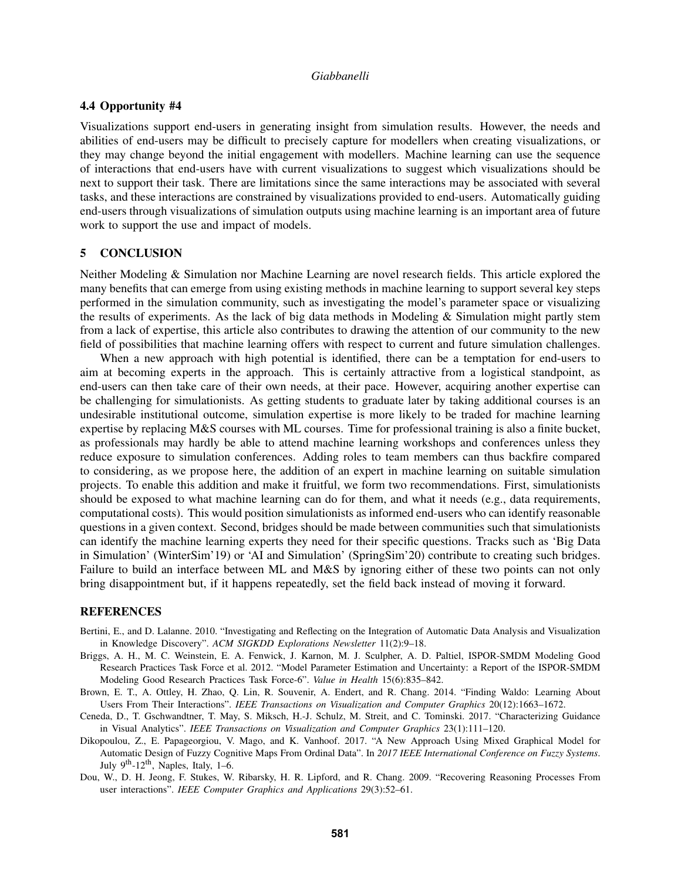### 4.4 Opportunity #4

Visualizations support end-users in generating insight from simulation results. However, the needs and abilities of end-users may be difficult to precisely capture for modellers when creating visualizations, or they may change beyond the initial engagement with modellers. Machine learning can use the sequence of interactions that end-users have with current visualizations to suggest which visualizations should be next to support their task. There are limitations since the same interactions may be associated with several tasks, and these interactions are constrained by visualizations provided to end-users. Automatically guiding end-users through visualizations of simulation outputs using machine learning is an important area of future work to support the use and impact of models.

## 5 CONCLUSION

Neither Modeling & Simulation nor Machine Learning are novel research fields. This article explored the many benefits that can emerge from using existing methods in machine learning to support several key steps performed in the simulation community, such as investigating the model's parameter space or visualizing the results of experiments. As the lack of big data methods in Modeling & Simulation might partly stem from a lack of expertise, this article also contributes to drawing the attention of our community to the new field of possibilities that machine learning offers with respect to current and future simulation challenges.

When a new approach with high potential is identified, there can be a temptation for end-users to aim at becoming experts in the approach. This is certainly attractive from a logistical standpoint, as end-users can then take care of their own needs, at their pace. However, acquiring another expertise can be challenging for simulationists. As getting students to graduate later by taking additional courses is an undesirable institutional outcome, simulation expertise is more likely to be traded for machine learning expertise by replacing M&S courses with ML courses. Time for professional training is also a finite bucket, as professionals may hardly be able to attend machine learning workshops and conferences unless they reduce exposure to simulation conferences. Adding roles to team members can thus backfire compared to considering, as we propose here, the addition of an expert in machine learning on suitable simulation projects. To enable this addition and make it fruitful, we form two recommendations. First, simulationists should be exposed to what machine learning can do for them, and what it needs (e.g., data requirements, computational costs). This would position simulationists as informed end-users who can identify reasonable questions in a given context. Second, bridges should be made between communities such that simulationists can identify the machine learning experts they need for their specific questions. Tracks such as 'Big Data in Simulation' (WinterSim'19) or 'AI and Simulation' (SpringSim'20) contribute to creating such bridges. Failure to build an interface between ML and M&S by ignoring either of these two points can not only bring disappointment but, if it happens repeatedly, set the field back instead of moving it forward.

## REFERENCES

Bertini, E., and D. Lalanne. 2010. "Investigating and Reflecting on the Integration of Automatic Data Analysis and Visualization in Knowledge Discovery". *ACM SIGKDD Explorations Newsletter* 11(2):9–18.

Briggs, A. H., M. C. Weinstein, E. A. Fenwick, J. Karnon, M. J. Sculpher, A. D. Paltiel, ISPOR-SMDM Modeling Good Research Practices Task Force et al. 2012. "Model Parameter Estimation and Uncertainty: a Report of the ISPOR-SMDM Modeling Good Research Practices Task Force-6". *Value in Health* 15(6):835–842.

Brown, E. T., A. Ottley, H. Zhao, Q. Lin, R. Souvenir, A. Endert, and R. Chang. 2014. "Finding Waldo: Learning About Users From Their Interactions". *IEEE Transactions on Visualization and Computer Graphics* 20(12):1663–1672.

Ceneda, D., T. Gschwandtner, T. May, S. Miksch, H.-J. Schulz, M. Streit, and C. Tominski. 2017. "Characterizing Guidance in Visual Analytics". *IEEE Transactions on Visualization and Computer Graphics* 23(1):111–120.

Dikopoulou, Z., E. Papageorgiou, V. Mago, and K. Vanhoof. 2017. "A New Approach Using Mixed Graphical Model for Automatic Design of Fuzzy Cognitive Maps From Ordinal Data". In *2017 IEEE International Conference on Fuzzy Systems*. July 9th-12th, Naples, Italy, 1–6.

Dou, W., D. H. Jeong, F. Stukes, W. Ribarsky, H. R. Lipford, and R. Chang. 2009. "Recovering Reasoning Processes From user interactions". *IEEE Computer Graphics and Applications* 29(3):52–61.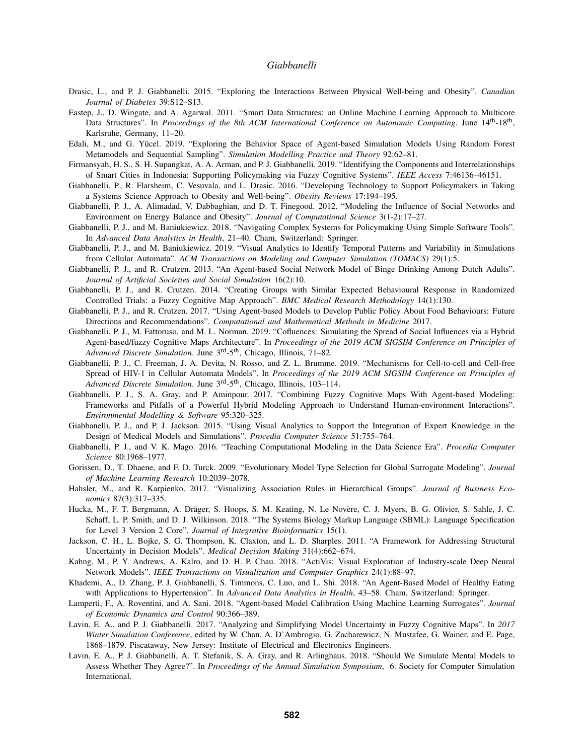Drasic, L., and P. J. Giabbanelli. 2015. "Exploring the Interactions Between Physical Well-being and Obesity". *Canadian Journal of Diabetes* 39:S12–S13.

Eastep, J., D. Wingate, and A. Agarwal. 2011. "Smart Data Structures: an Online Machine Learning Approach to Multicore Data Structures". In *Proceedings of the 8th ACM International Conference on Autonomic Computing*. June 14th-18th, Karlsruhe, Germany, 11–20.

Edali, M., and G. Yücel. 2019. "Exploring the Behavior Space of Agent-based Simulation Models Using Random Forest Metamodels and Sequential Sampling". *Simulation Modelling Practice and Theory* 92:62–81.

Firmansyah, H. S., S. H. Supangkat, A. A. Arman, and P. J. Giabbanelli. 2019. "Identifying the Components and Interrelationships of Smart Cities in Indonesia: Supporting Policymaking via Fuzzy Cognitive Systems". *IEEE Access* 7:46136–46151.

Giabbanelli, P., R. Flarsheim, C. Vesuvala, and L. Drasic. 2016. "Developing Technology to Support Policymakers in Taking a Systems Science Approach to Obesity and Well-being". *Obesity Reviews* 17:194–195.

Giabbanelli, P. J., A. Alimadad, V. Dabbaghian, and D. T. Finegood. 2012. "Modeling the Influence of Social Networks and Environment on Energy Balance and Obesity". *Journal of Computational Science* 3(1-2):17–27.

Giabbanelli, P. J., and M. Baniukiewicz. 2018. "Navigating Complex Systems for Policymaking Using Simple Software Tools". In *Advanced Data Analytics in Health*, 21–40. Cham, Switzerland: Springer.

Giabbanelli, P. J., and M. Baniukiewicz. 2019. "Visual Analytics to Identify Temporal Patterns and Variability in Simulations from Cellular Automata". *ACM Transactions on Modeling and Computer Simulation (TOMACS)* 29(1):5.

Giabbanelli, P. J., and R. Crutzen. 2013. "An Agent-based Social Network Model of Binge Drinking Among Dutch Adults". *Journal of Artificial Societies and Social Simulation* 16(2):10.

Giabbanelli, P. J., and R. Crutzen. 2014. "Creating Groups with Similar Expected Behavioural Response in Randomized Controlled Trials: a Fuzzy Cognitive Map Approach". *BMC Medical Research Methodology* 14(1):130.

Giabbanelli, P. J., and R. Crutzen. 2017. "Using Agent-based Models to Develop Public Policy About Food Behaviours: Future Directions and Recommendations". *Computational and Mathematical Methods in Medicine* 2017.

Giabbanelli, P. J., M. Fattoruso, and M. L. Norman. 2019. "Cofluences: Simulating the Spread of Social Influences via a Hybrid Agent-based/fuzzy Cognitive Maps Architecture". In *Proceedings of the 2019 ACM SIGSIM Conference on Principles of Advanced Discrete Simulation*. June 3rd-5th, Chicago, Illinois, 71–82.

Giabbanelli, P. J., C. Freeman, J. A. Devita, N. Rosso, and Z. L. Brumme. 2019. "Mechanisms for Cell-to-cell and Cell-free Spread of HIV-1 in Cellular Automata Models". In *Proceedings of the 2019 ACM SIGSIM Conference on Principles of Advanced Discrete Simulation*. June 3rd-5th, Chicago, Illinois, 103–114.

Giabbanelli, P. J., S. A. Gray, and P. Aminpour. 2017. "Combining Fuzzy Cognitive Maps With Agent-based Modeling: Frameworks and Pitfalls of a Powerful Hybrid Modeling Approach to Understand Human-environment Interactions". *Environmental Modelling & Software* 95:320–325.

Giabbanelli, P. J., and P. J. Jackson. 2015. "Using Visual Analytics to Support the Integration of Expert Knowledge in the Design of Medical Models and Simulations". *Procedia Computer Science* 51:755–764.

Giabbanelli, P. J., and V. K. Mago. 2016. "Teaching Computational Modeling in the Data Science Era". *Procedia Computer Science* 80:1968–1977.

Gorissen, D., T. Dhaene, and F. D. Turck. 2009. "Evolutionary Model Type Selection for Global Surrogate Modeling". *Journal of Machine Learning Research* 10:2039–2078.

Hahsler, M., and R. Karpienko. 2017. "Visualizing Association Rules in Hierarchical Groups". *Journal of Business Economics* 87(3):317–335.

Hucka, M., F. T. Bergmann, A. Dräger, S. Hoops, S. M. Keating, N. Le Novère, C. J. Myers, B. G. Olivier, S. Sahle, J. C. Schaff, L. P. Smith, and D. J. Wilkinson. 2018. "The Systems Biology Markup Language (SBML): Language Specification for Level 3 Version 2 Core". *Journal of Integrative Bioinformatics* 15(1).

Jackson, C. H., L. Bojke, S. G. Thompson, K. Claxton, and L. D. Sharples. 2011. "A Framework for Addressing Structural Uncertainty in Decision Models". *Medical Decision Making* 31(4):662–674.

Kahng, M., P. Y. Andrews, A. Kalro, and D. H. P. Chau. 2018. "ActiVis: Visual Exploration of Industry-scale Deep Neural Network Models". *IEEE Transactions on Visualization and Computer Graphics* 24(1):88–97.

Khademi, A., D. Zhang, P. J. Giabbanelli, S. Timmons, C. Luo, and L. Shi. 2018. "An Agent-Based Model of Healthy Eating with Applications to Hypertension". In *Advanced Data Analytics in Health*, 43–58. Cham, Switzerland: Springer.

Lamperti, F., A. Roventini, and A. Sani. 2018. "Agent-based Model Calibration Using Machine Learning Surrogates". *Journal of Economic Dynamics and Control* 90:366–389.

Lavin, E. A., and P. J. Giabbanelli. 2017. "Analyzing and Simplifying Model Uncertainty in Fuzzy Cognitive Maps". In *2017 Winter Simulation Conference*, edited by W. Chan, A. D'Ambrogio, G. Zacharewicz, N. Mustafee, G. Wainer, and E. Page, 1868–1879. Piscataway, New Jersey: Institute of Electrical and Electronics Engineers.

Lavin, E. A., P. J. Giabbanelli, A. T. Stefanik, S. A. Gray, and R. Arlinghaus. 2018. "Should We Simulate Mental Models to Assess Whether They Agree?". In *Proceedings of the Annual Simulation Symposium*, 6. Society for Computer Simulation International.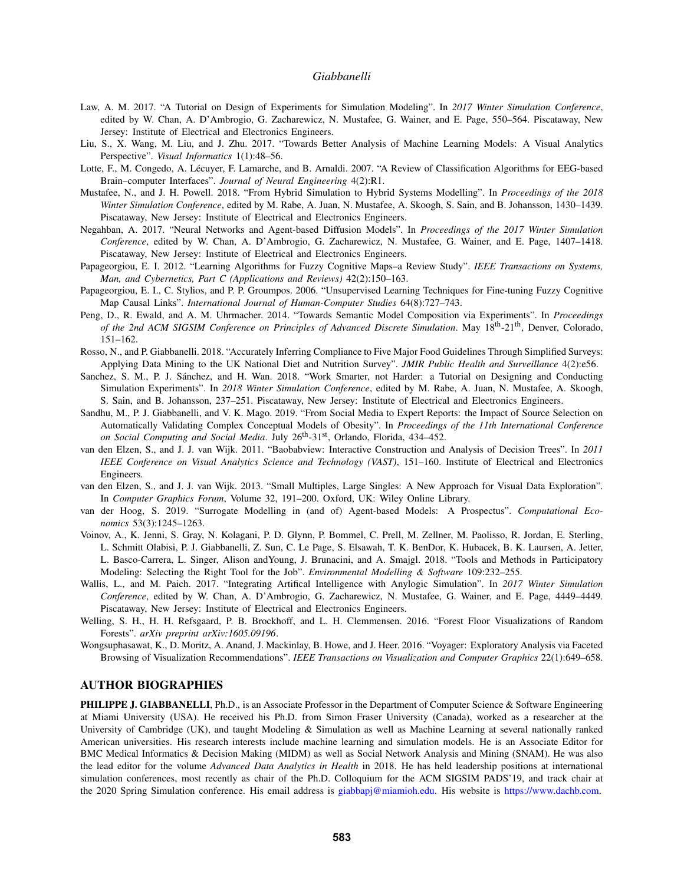Law, A. M. 2017. "A Tutorial on Design of Experiments for Simulation Modeling". In *2017 Winter Simulation Conference*, edited by W. Chan, A. D'Ambrogio, G. Zacharewicz, N. Mustafee, G. Wainer, and E. Page, 550–564. Piscataway, New Jersey: Institute of Electrical and Electronics Engineers.

Liu, S., X. Wang, M. Liu, and J. Zhu. 2017. "Towards Better Analysis of Machine Learning Models: A Visual Analytics Perspective". *Visual Informatics* 1(1):48–56.

Lotte, F., M. Congedo, A. Lécuyer, F. Lamarche, and B. Arnaldi. 2007. "A Review of Classification Algorithms for EEG-based Brain–computer Interfaces". *Journal of Neural Engineering* 4(2):R1.

Mustafee, N., and J. H. Powell. 2018. "From Hybrid Simulation to Hybrid Systems Modelling". In *Proceedings of the 2018 Winter Simulation Conference*, edited by M. Rabe, A. Juan, N. Mustafee, A. Skoogh, S. Sain, and B. Johansson, 1430–1439. Piscataway, New Jersey: Institute of Electrical and Electronics Engineers.

Negahban, A. 2017. "Neural Networks and Agent-based Diffusion Models". In *Proceedings of the 2017 Winter Simulation Conference*, edited by W. Chan, A. D'Ambrogio, G. Zacharewicz, N. Mustafee, G. Wainer, and E. Page, 1407–1418. Piscataway, New Jersey: Institute of Electrical and Electronics Engineers.

Papageorgiou, E. I. 2012. "Learning Algorithms for Fuzzy Cognitive Maps–a Review Study". *IEEE Transactions on Systems, Man, and Cybernetics, Part C (Applications and Reviews)* 42(2):150–163.

Papageorgiou, E. I., C. Stylios, and P. P. Groumpos. 2006. "Unsupervised Learning Techniques for Fine-tuning Fuzzy Cognitive Map Causal Links". *International Journal of Human-Computer Studies* 64(8):727–743.

Peng, D., R. Ewald, and A. M. Uhrmacher. 2014. "Towards Semantic Model Composition via Experiments". In *Proceedings of the 2nd ACM SIGSIM Conference on Principles of Advanced Discrete Simulation*. May 18th-21th, Denver, Colorado, 151–162.

Rosso, N., and P. Giabbanelli. 2018. "Accurately Inferring Compliance to Five Major Food Guidelines Through Simplified Surveys: Applying Data Mining to the UK National Diet and Nutrition Survey". *JMIR Public Health and Surveillance* 4(2):e56.

Sanchez, S. M., P. J. Sánchez, and H. Wan. 2018. "Work Smarter, not Harder: a Tutorial on Designing and Conducting Simulation Experiments". In *2018 Winter Simulation Conference*, edited by M. Rabe, A. Juan, N. Mustafee, A. Skoogh, S. Sain, and B. Johansson, 237–251. Piscataway, New Jersey: Institute of Electrical and Electronics Engineers.

Sandhu, M., P. J. Giabbanelli, and V. K. Mago. 2019. "From Social Media to Expert Reports: the Impact of Source Selection on Automatically Validating Complex Conceptual Models of Obesity". In *Proceedings of the 11th International Conference on Social Computing and Social Media*. July 26th-31st, Orlando, Florida, 434–452.

van den Elzen, S., and J. J. van Wijk. 2011. "Baobabview: Interactive Construction and Analysis of Decision Trees". In *2011 IEEE Conference on Visual Analytics Science and Technology (VAST)*, 151–160. Institute of Electrical and Electronics Engineers.

van den Elzen, S., and J. J. van Wijk. 2013. "Small Multiples, Large Singles: A New Approach for Visual Data Exploration". In *Computer Graphics Forum*, Volume 32, 191–200. Oxford, UK: Wiley Online Library.

van der Hoog, S. 2019. "Surrogate Modelling in (and of) Agent-based Models: A Prospectus". *Computational Economics* 53(3):1245–1263.

Voinov, A., K. Jenni, S. Gray, N. Kolagani, P. D. Glynn, P. Bommel, C. Prell, M. Zellner, M. Paolisso, R. Jordan, E. Sterling, L. Schmitt Olabisi, P. J. Giabbanelli, Z. Sun, C. Le Page, S. Elsawah, T. K. BenDor, K. Hubacek, B. K. Laursen, A. Jetter, L. Basco-Carrera, L. Singer, Alison andYoung, J. Brunacini, and A. Smajgl. 2018. "Tools and Methods in Participatory Modeling: Selecting the Right Tool for the Job". *Environmental Modelling & Software* 109:232–255.

Wallis, L., and M. Paich. 2017. "Integrating Artifical Intelligence with Anylogic Simulation". In *2017 Winter Simulation Conference*, edited by W. Chan, A. D'Ambrogio, G. Zacharewicz, N. Mustafee, G. Wainer, and E. Page, 4449–4449. Piscataway, New Jersey: Institute of Electrical and Electronics Engineers.

Welling, S. H., H. H. Refsgaard, P. B. Brockhoff, and L. H. Clemmensen. 2016. "Forest Floor Visualizations of Random Forests". *arXiv preprint arXiv:1605.09196*.

Wongsuphasawat, K., D. Moritz, A. Anand, J. Mackinlay, B. Howe, and J. Heer. 2016. "Voyager: Exploratory Analysis via Faceted Browsing of Visualization Recommendations". *IEEE Transactions on Visualization and Computer Graphics* 22(1):649–658.

## AUTHOR BIOGRAPHIES

**PHILIPPE J. GIABBANELLI**, Ph.D., is an Associate Professor in the Department of Computer Science & Software Engineering at Miami University (USA). He received his Ph.D. from Simon Fraser University (Canada), worked as a researcher at the University of Cambridge (UK), and taught Modeling & Simulation as well as Machine Learning at several nationally ranked American universities. His research interests include machine learning and simulation models. He is an Associate Editor for BMC Medical Informatics & Decision Making (MIDM) as well as Social Network Analysis and Mining (SNAM). He was also the lead editor for the volume *Advanced Data Analytics in Health* in 2018. He has held leadership positions at international simulation conferences, most recently as chair of the Ph.D. Colloquium for the ACM SIGSIM PADS'19, and track chair at the 2020 Spring Simulation conference. His email address is giabbapj@miamioh.edu. His website is https://www.dachb.com.